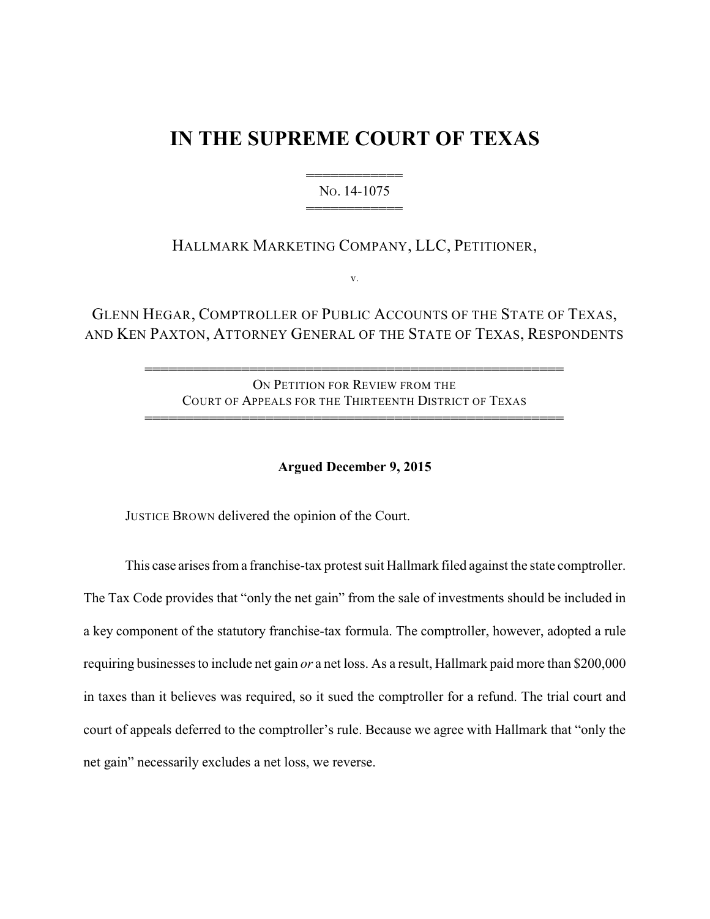# IN THE SUPREME COURT OF TEXAS

══════════

No. 14-1075

══════════

HALLMARK MARKETING COMPANY, LLC, PETITIONER,

v.

GLENN HEGAR, COMPTROLLER OF PUBLIC ACCOUNTS OF THE STATE OF TEXAS, AND KEN PAXTON, ATTORNEY GENERAL OF THE STATE OF TEXAS, RESPONDENTS

══════════════════════════════════════════

ON PETITION FOR REVIEW FROM THE COURT OF APPEALS FOR THE THIRTEENTH DISTRICT OF TEXAS

══════════════════════════════════════════

**Argued December 9, 2015**

JUSTICE BROWN delivered the opinion of the Court.

This case arises from a franchise-tax protest suit Hallmark filed against the state comptroller. The Tax Code provides that "only the net gain" from the sale of investments should be included in a key component of the statutory franchise-tax formula. The comptroller, however, adopted a rule requiring businesses to include net gain *or* a net loss. As a result, Hallmark paid more than $200,000 in taxes than it believes was required, so it sued the comptroller for a refund. The trial court and court of appeals deferred to the comptroller's rule. Because we agree with Hallmark that "only the net gain" necessarily excludes a net loss, we reverse.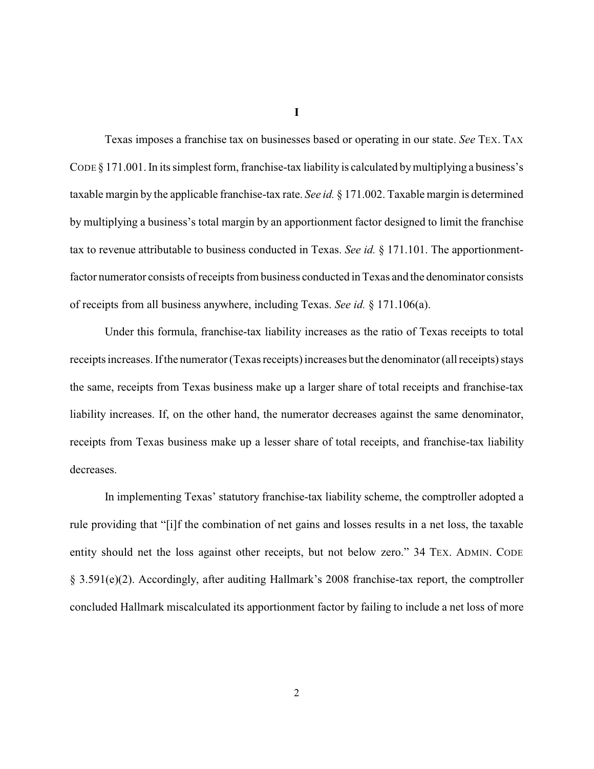# I

Texas imposes a franchise tax on businesses based or operating in our state. *See* TEX. TAX CODE § 171.001. In its simplest form, franchise-tax liability is calculated by multiplying a business's taxable margin by the applicable franchise-tax rate. *See id.* § 171.002. Taxable margin is determined by multiplying a business's total margin by an apportionment factor designed to limit the franchise tax to revenue attributable to business conducted in Texas. *See id.* § 171.101. The apportionment-factor numerator consists of receipts from business conducted in Texas and the denominator consists of receipts from all business anywhere, including Texas. *See id.* § 171.106(a).

Under this formula, franchise-tax liability increases as the ratio of Texas receipts to total receipts increases. If the numerator (Texas receipts) increases but the denominator (all receipts) stays the same, receipts from Texas business make up a larger share of total receipts and franchise-tax liability increases. If, on the other hand, the numerator decreases against the same denominator, receipts from Texas business make up a lesser share of total receipts, and franchise-tax liability decreases.

In implementing Texas' statutory franchise-tax liability scheme, the comptroller adopted a rule providing that "[i]f the combination of net gains and losses results in a net loss, the taxable entity should net the loss against other receipts, but not below zero." 34 TEX. ADMIN. CODE § 3.591(e)(2). Accordingly, after auditing Hallmark's 2008 franchise-tax report, the comptroller concluded Hallmark miscalculated its apportionment factor by failing to include a net loss of more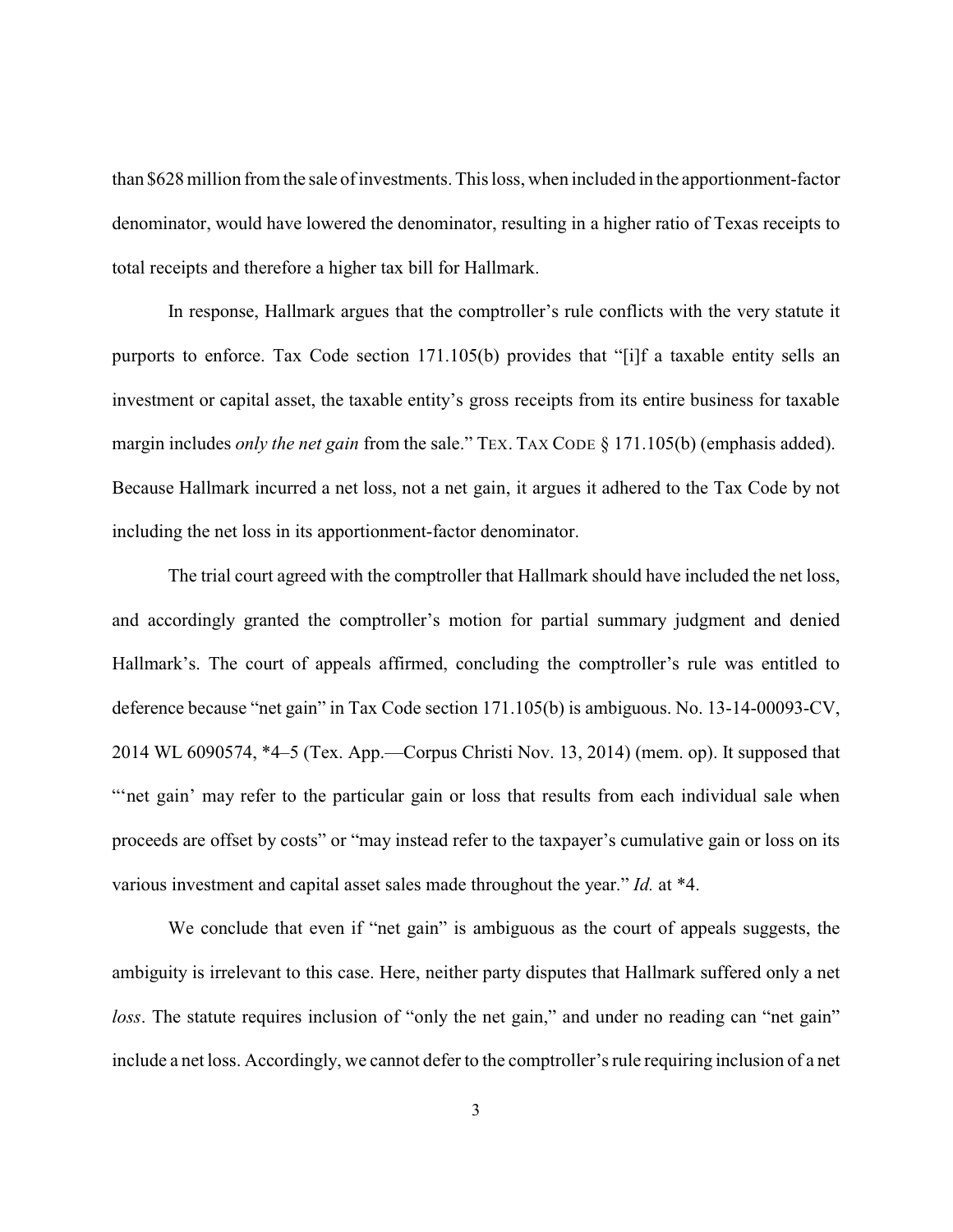than $628 million from the sale of investments. This loss, when included in the apportionment-factor denominator, would have lowered the denominator, resulting in a higher ratio of Texas receipts to total receipts and therefore a higher tax bill for Hallmark.

In response, Hallmark argues that the comptroller's rule conflicts with the very statute it purports to enforce. Tax Code section 171.105(b) provides that "[i]f a taxable entity sells an investment or capital asset, the taxable entity's gross receipts from its entire business for taxable margin includes *only the net gain* from the sale." TEX. TAX CODE § 171.105(b) (emphasis added). Because Hallmark incurred a net loss, not a net gain, it argues it adhered to the Tax Code by not including the net loss in its apportionment-factor denominator.

The trial court agreed with the comptroller that Hallmark should have included the net loss, and accordingly granted the comptroller's motion for partial summary judgment and denied Hallmark's. The court of appeals affirmed, concluding the comptroller's rule was entitled to deference because "net gain" in Tax Code section 171.105(b) is ambiguous. No. 13-14-00093-CV, 2014 WL 6090574, *4–5 (Tex. App.—Corpus Christi Nov. 13, 2014) (mem. op). It supposed that "'net gain' may refer to the particular gain or loss that results from each individual sale when proceeds are offset by costs" or "may instead refer to the taxpayer's cumulative gain or loss on its various investment and capital asset sales made throughout the year." *Id.* at *4.

We conclude that even if "net gain" is ambiguous as the court of appeals suggests, the ambiguity is irrelevant to this case. Here, neither party disputes that Hallmark suffered only a net *loss*. The statute requires inclusion of "only the net gain," and under no reading can "net gain" include a net loss. Accordingly, we cannot defer to the comptroller's rule requiring inclusion of a net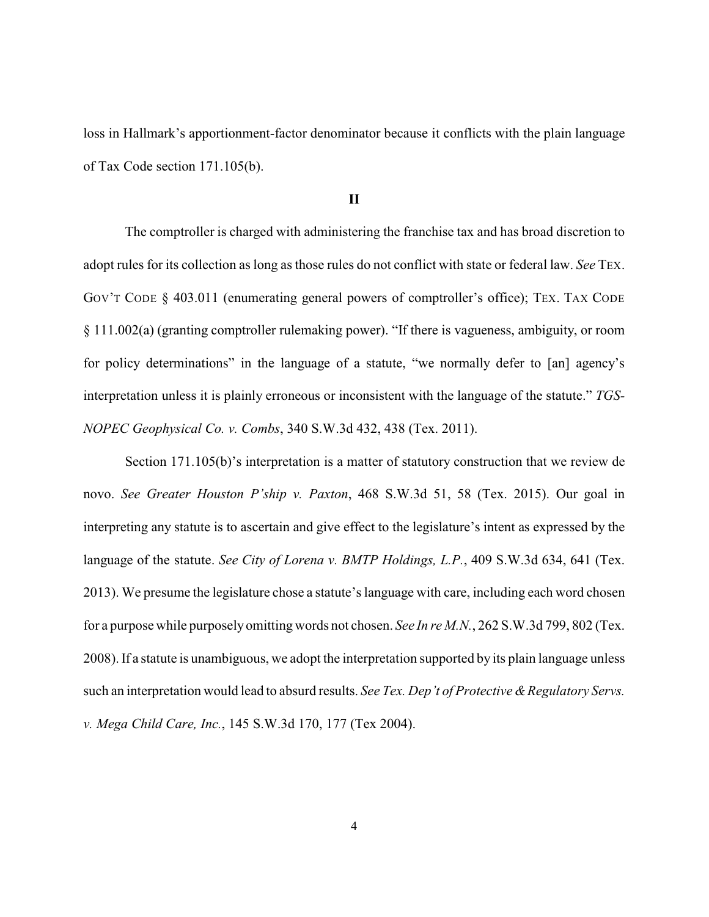loss in Hallmark's apportionment-factor denominator because it conflicts with the plain language of Tax Code section 171.105(b).

## II

The comptroller is charged with administering the franchise tax and has broad discretion to adopt rules for its collection as long as those rules do not conflict with state or federal law. *See* TEX. GOV'T CODE § 403.011 (enumerating general powers of comptroller's office); TEX. TAX CODE § 111.002(a) (granting comptroller rulemaking power). "If there is vagueness, ambiguity, or room for policy determinations" in the language of a statute, "we normally defer to [an] agency's interpretation unless it is plainly erroneous or inconsistent with the language of the statute." *TGS-NOPEC Geophysical Co. v. Combs*, 340 S.W.3d 432, 438 (Tex. 2011).

Section 171.105(b)'s interpretation is a matter of statutory construction that we review de novo. *See Greater Houston P'ship v. Paxton*, 468 S.W.3d 51, 58 (Tex. 2015). Our goal in interpreting any statute is to ascertain and give effect to the legislature's intent as expressed by the language of the statute. *See City of Lorena v. BMTP Holdings, L.P.*, 409 S.W.3d 634, 641 (Tex. 2013). We presume the legislature chose a statute's language with care, including each word chosen for a purpose while purposely omitting words not chosen. *See In re M.N.*, 262 S.W.3d 799, 802 (Tex. 2008). If a statute is unambiguous, we adopt the interpretation supported by its plain language unless such an interpretation would lead to absurd results. *See Tex. Dep't of Protective & Regulatory Servs. v. Mega Child Care, Inc.*, 145 S.W.3d 170, 177 (Tex 2004).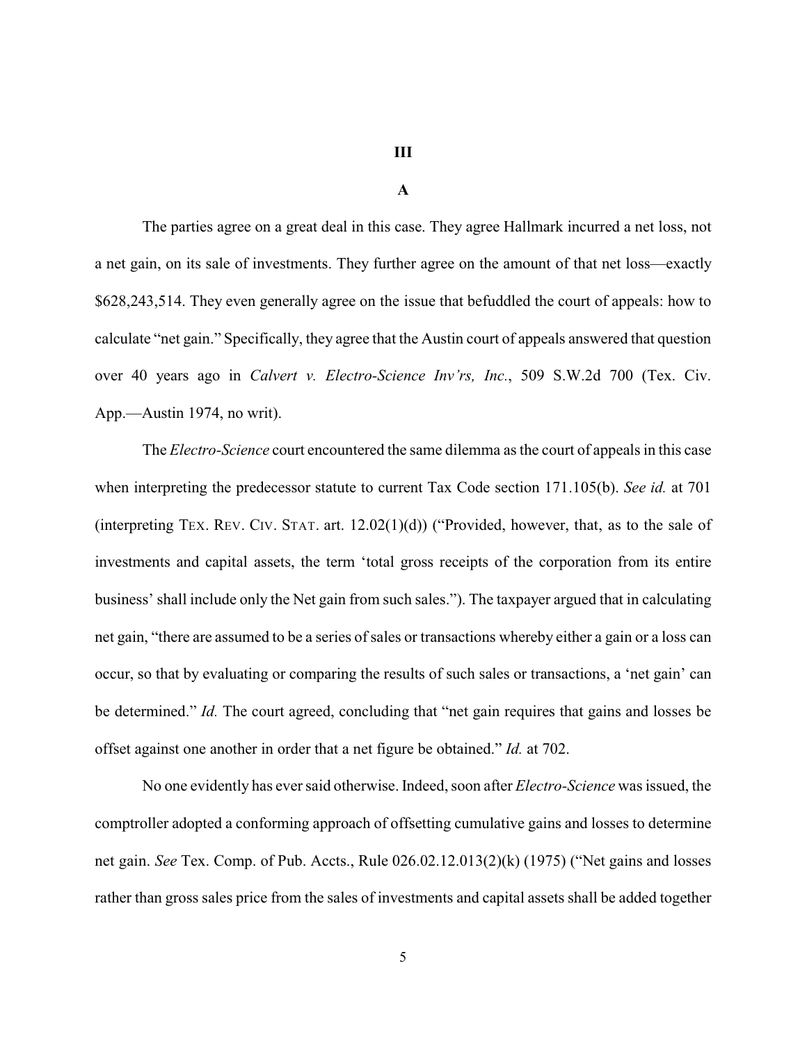## III

### A

The parties agree on a great deal in this case. They agree Hallmark incurred a net loss, not a net gain, on its sale of investments. They further agree on the amount of that net loss—exactly $628,243,514. They even generally agree on the issue that befuddled the court of appeals: how to calculate "net gain." Specifically, they agree that the Austin court of appeals answered that question over 40 years ago in *Calvert v. Electro-Science Inv'rs, Inc.*, 509 S.W.2d 700 (Tex. Civ. App.—Austin 1974, no writ).

The *Electro-Science* court encountered the same dilemma as the court of appeals in this case when interpreting the predecessor statute to current Tax Code section 171.105(b). *See id.* at 701 (interpreting TEX. REV. CIV. STAT. art. 12.02(1)(d)) ("Provided, however, that, as to the sale of investments and capital assets, the term 'total gross receipts of the corporation from its entire business' shall include only the Net gain from such sales."). The taxpayer argued that in calculating net gain, "there are assumed to be a series of sales or transactions whereby either a gain or a loss can occur, so that by evaluating or comparing the results of such sales or transactions, a 'net gain' can be determined." *Id.* The court agreed, concluding that "net gain requires that gains and losses be offset against one another in order that a net figure be obtained." *Id.* at 702.

No one evidently has ever said otherwise. Indeed, soon after *Electro-Science* was issued, the comptroller adopted a conforming approach of offsetting cumulative gains and losses to determine net gain. *See* Tex. Comp. of Pub. Accts., Rule 026.02.12.013(2)(k) (1975) ("Net gains and losses rather than gross sales price from the sales of investments and capital assets shall be added together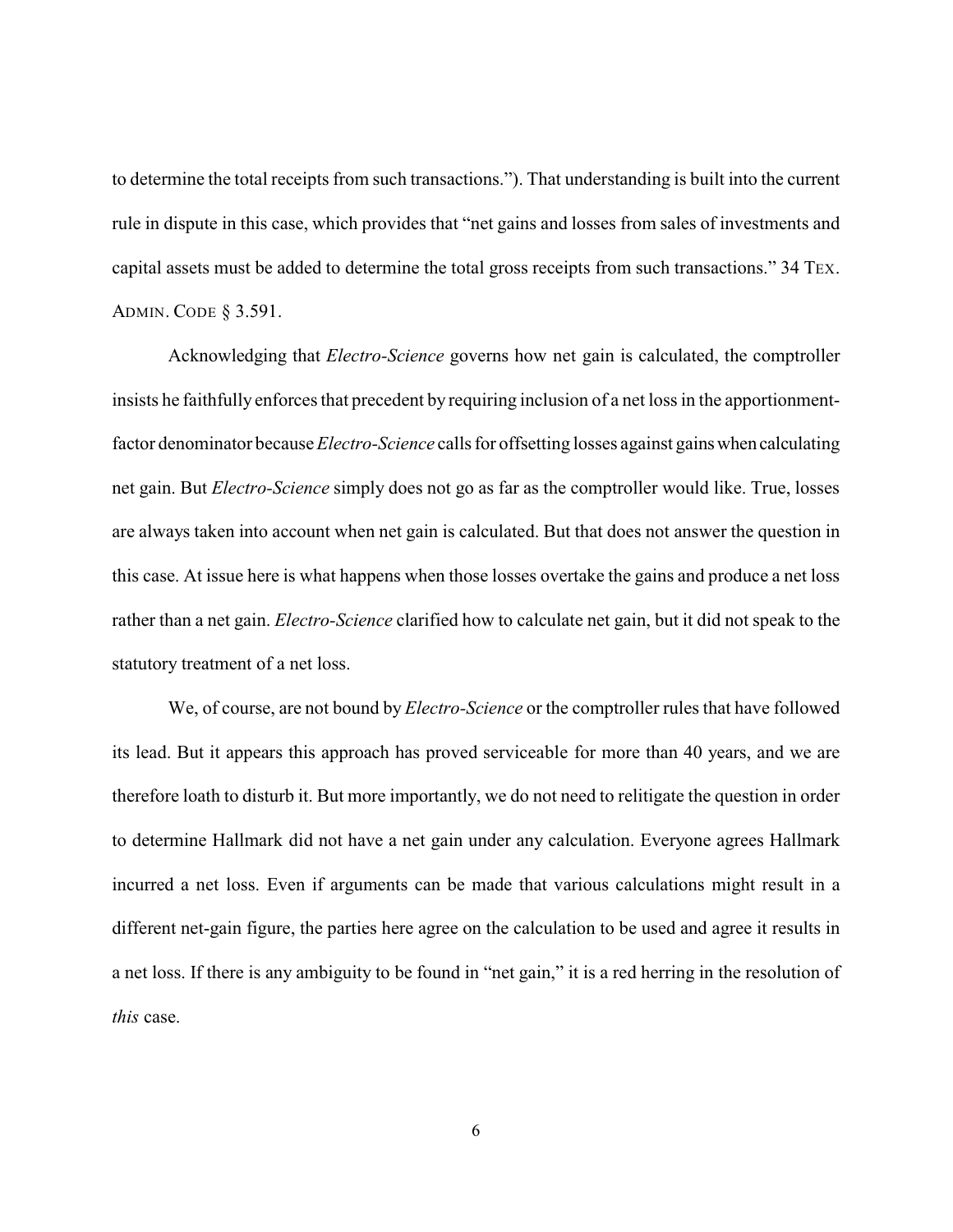to determine the total receipts from such transactions."). That understanding is built into the current rule in dispute in this case, which provides that "net gains and losses from sales of investments and capital assets must be added to determine the total gross receipts from such transactions." 34 TEX. ADMIN. CODE § 3.591.

Acknowledging that *Electro-Science* governs how net gain is calculated, the comptroller insists he faithfully enforces that precedent by requiring inclusion of a net loss in the apportionment-factor denominator because *Electro-Science* calls for offsetting losses against gains when calculating net gain. But *Electro-Science* simply does not go as far as the comptroller would like. True, losses are always taken into account when net gain is calculated. But that does not answer the question in this case. At issue here is what happens when those losses overtake the gains and produce a net loss rather than a net gain. *Electro-Science* clarified how to calculate net gain, but it did not speak to the statutory treatment of a net loss.

We, of course, are not bound by *Electro-Science* or the comptroller rules that have followed its lead. But it appears this approach has proved serviceable for more than 40 years, and we are therefore loath to disturb it. But more importantly, we do not need to relitigate the question in order to determine Hallmark did not have a net gain under any calculation. Everyone agrees Hallmark incurred a net loss. Even if arguments can be made that various calculations might result in a different net-gain figure, the parties here agree on the calculation to be used and agree it results in a net loss. If there is any ambiguity to be found in "net gain," it is a red herring in the resolution of *this* case.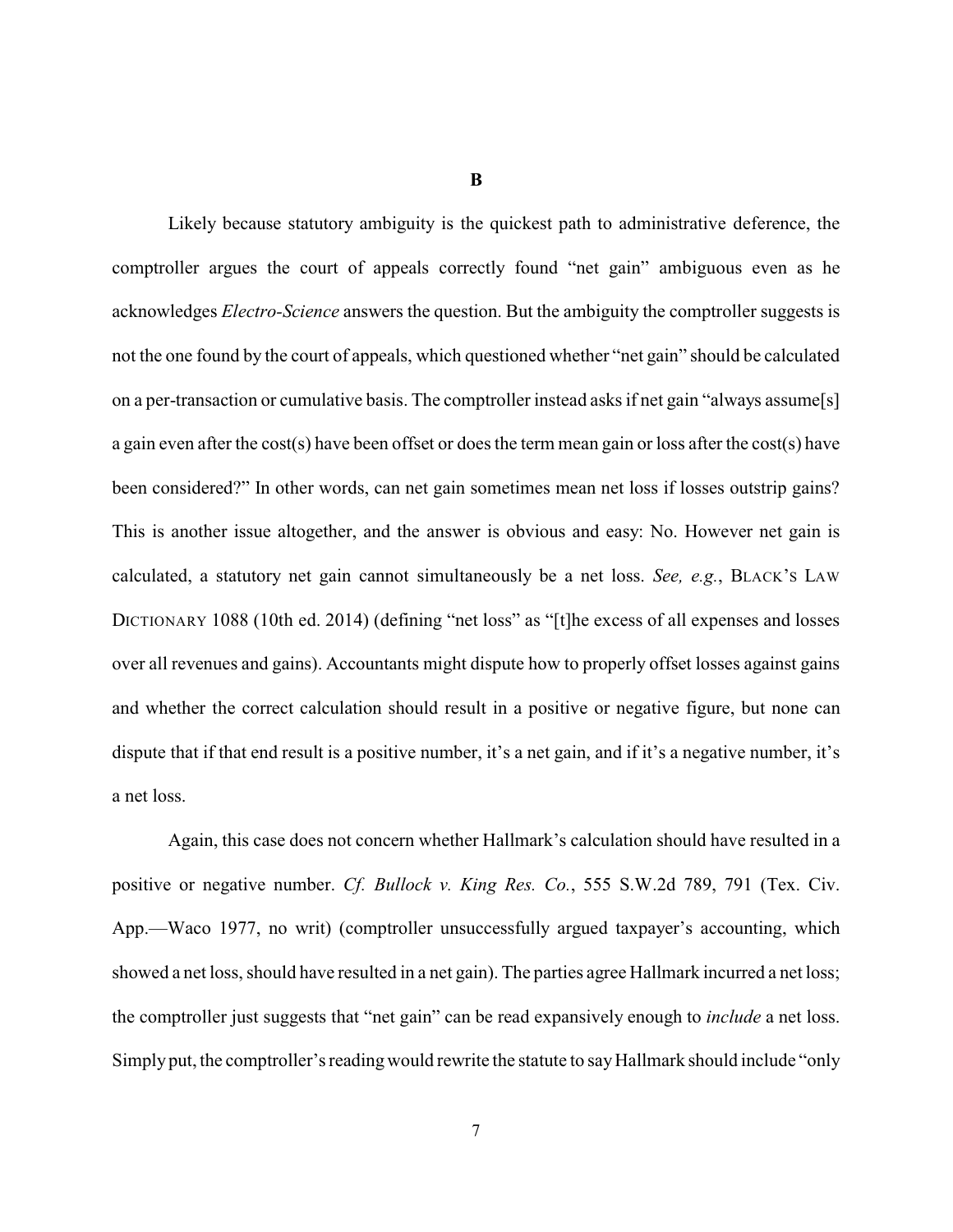### B

Likely because statutory ambiguity is the quickest path to administrative deference, the comptroller argues the court of appeals correctly found "net gain" ambiguous even as he acknowledges *Electro-Science* answers the question. But the ambiguity the comptroller suggests is not the one found by the court of appeals, which questioned whether "net gain" should be calculated on a per-transaction or cumulative basis. The comptroller instead asks if net gain "always assume[s] a gain even after the cost(s) have been offset or does the term mean gain or loss after the cost(s) have been considered?" In other words, can net gain sometimes mean net loss if losses outstrip gains? This is another issue altogether, and the answer is obvious and easy: No. However net gain is calculated, a statutory net gain cannot simultaneously be a net loss. *See, e.g.*, BLACK'S LAW DICTIONARY 1088 (10th ed. 2014) (defining "net loss" as "[t]he excess of all expenses and losses over all revenues and gains). Accountants might dispute how to properly offset losses against gains and whether the correct calculation should result in a positive or negative figure, but none can dispute that if that end result is a positive number, it's a net gain, and if it's a negative number, it's a net loss.

Again, this case does not concern whether Hallmark's calculation should have resulted in a positive or negative number. *Cf. Bullock v. King Res. Co.*, 555 S.W.2d 789, 791 (Tex. Civ. App.—Waco 1977, no writ) (comptroller unsuccessfully argued taxpayer's accounting, which showed a net loss, should have resulted in a net gain). The parties agree Hallmark incurred a net loss; the comptroller just suggests that "net gain" can be read expansively enough to *include* a net loss. Simply put, the comptroller's reading would rewrite the statute to say Hallmark should include "only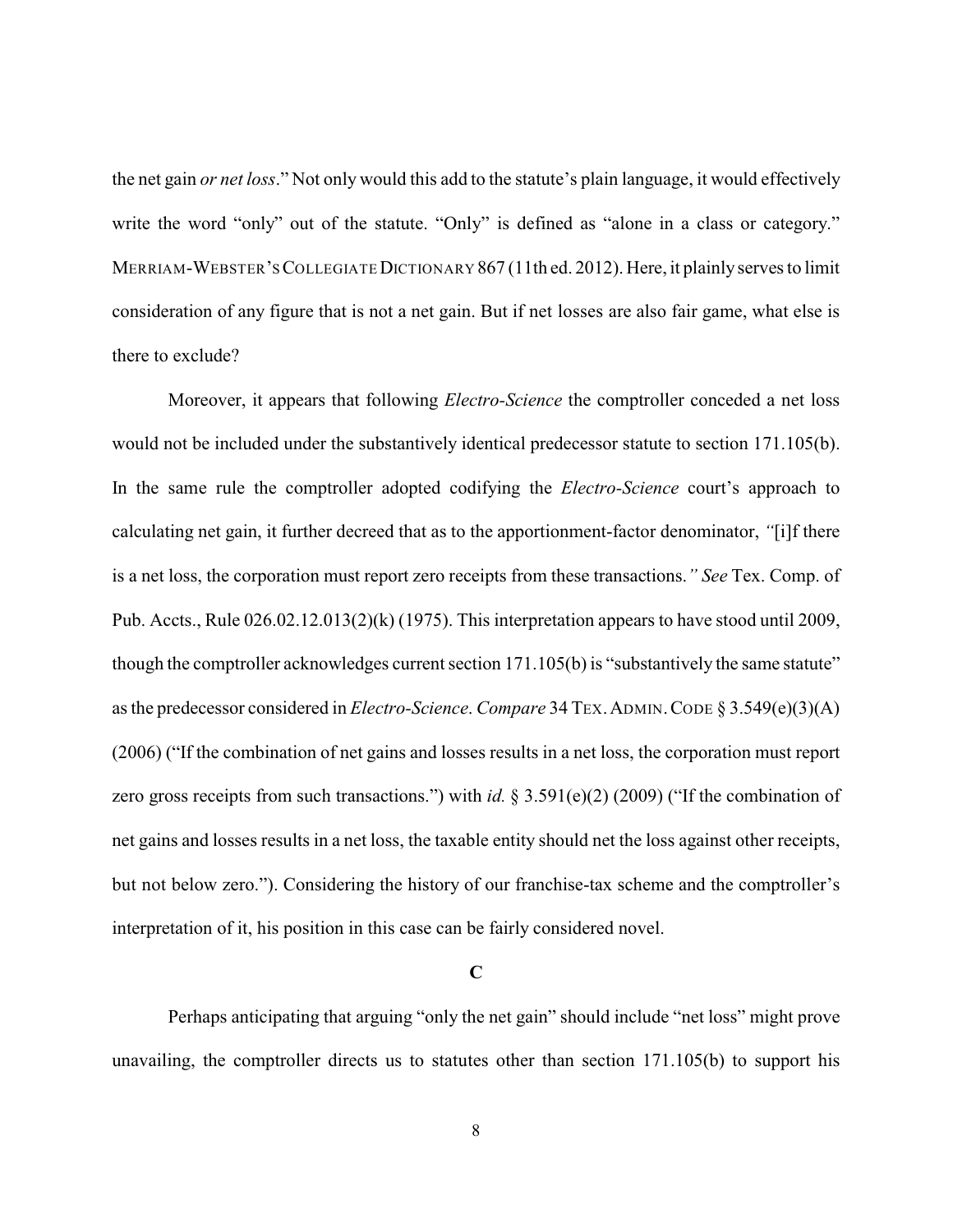the net gain *or net loss*." Not only would this add to the statute's plain language, it would effectively write the word "only" out of the statute. "Only" is defined as "alone in a class or category." MERRIAM-WEBSTER'S COLLEGIATE DICTIONARY 867 (11th ed. 2012). Here, it plainly serves to limit consideration of any figure that is not a net gain. But if net losses are also fair game, what else is there to exclude?

Moreover, it appears that following *Electro-Science* the comptroller conceded a net loss would not be included under the substantively identical predecessor statute to section 171.105(b). In the same rule the comptroller adopted codifying the *Electro-Science* court's approach to calculating net gain, it further decreed that as to the apportionment-factor denominator, *"*[i]f there is a net loss, the corporation must report zero receipts from these transactions.*" See* Tex. Comp. of Pub. Accts., Rule 026.02.12.013(2)(k) (1975). This interpretation appears to have stood until 2009, though the comptroller acknowledges current section 171.105(b) is "substantively the same statute" as the predecessor considered in *Electro-Science*. *Compare* 34 TEX. ADMIN. CODE § 3.549(e)(3)(A) (2006) ("If the combination of net gains and losses results in a net loss, the corporation must report zero gross receipts from such transactions.") with *id.* § 3.591(e)(2) (2009) ("If the combination of net gains and losses results in a net loss, the taxable entity should net the loss against other receipts, but not below zero."). Considering the history of our franchise-tax scheme and the comptroller's interpretation of it, his position in this case can be fairly considered novel.

### C

Perhaps anticipating that arguing "only the net gain" should include "net loss" might prove unavailing, the comptroller directs us to statutes other than section 171.105(b) to support his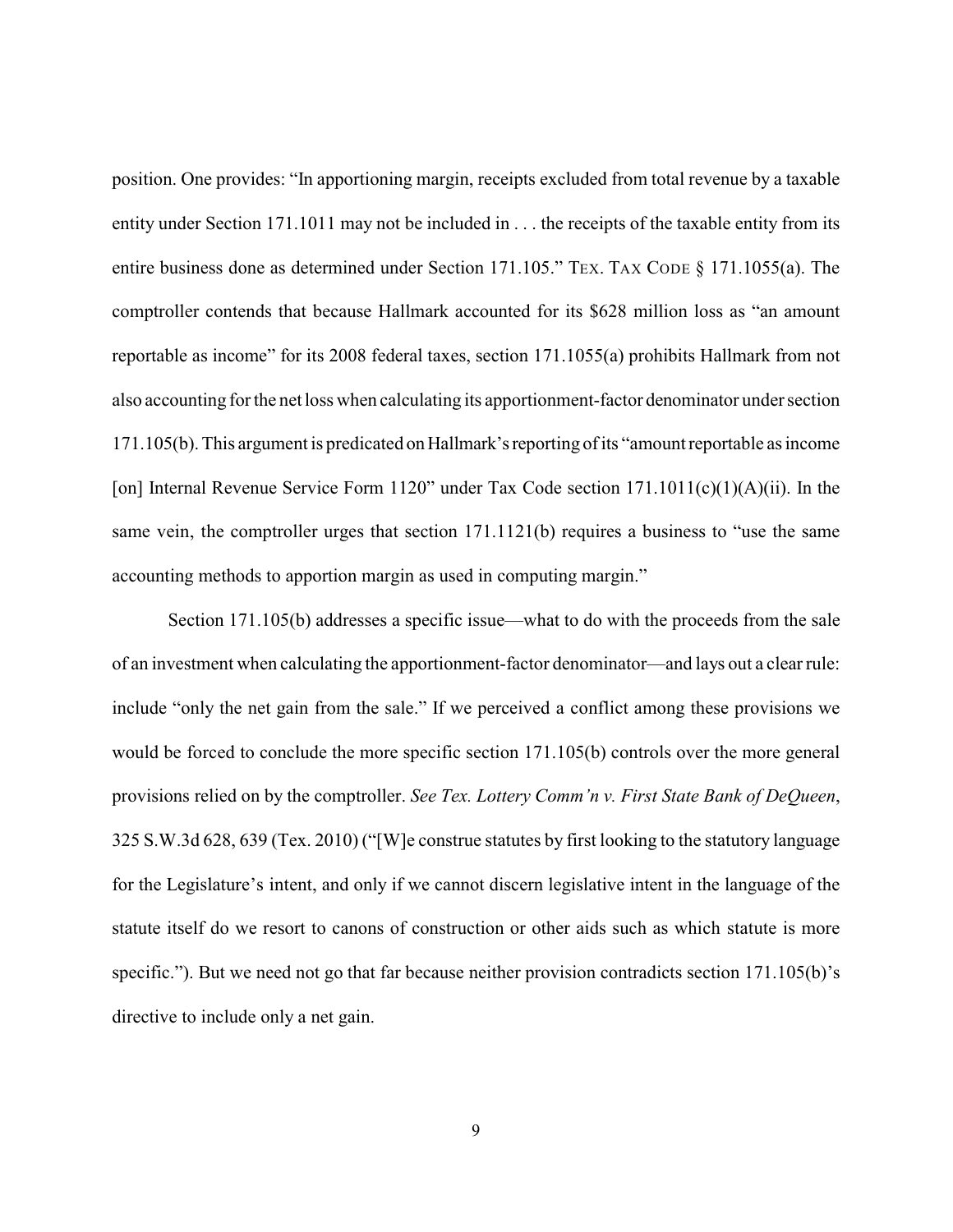position. One provides: "In apportioning margin, receipts excluded from total revenue by a taxable entity under Section 171.1011 may not be included in . . . the receipts of the taxable entity from its entire business done as determined under Section 171.105." TEX. TAX CODE § 171.1055(a). The comptroller contends that because Hallmark accounted for its $628 million loss as "an amount reportable as income" for its 2008 federal taxes, section 171.1055(a) prohibits Hallmark from not also accounting for the net loss when calculating its apportionment-factor denominator under section 171.105(b). This argument is predicated on Hallmark's reporting of its "amount reportable as income [on] Internal Revenue Service Form 1120" under Tax Code section 171.1011(c)(1)(A)(ii). In the same vein, the comptroller urges that section 171.1121(b) requires a business to "use the same accounting methods to apportion margin as used in computing margin."

Section 171.105(b) addresses a specific issue—what to do with the proceeds from the sale of an investment when calculating the apportionment-factor denominator—and lays out a clear rule: include "only the net gain from the sale." If we perceived a conflict among these provisions we would be forced to conclude the more specific section 171.105(b) controls over the more general provisions relied on by the comptroller. *See Tex. Lottery Comm'n v. First State Bank of DeQueen*, 325 S.W.3d 628, 639 (Tex. 2010) ("[W]e construe statutes by first looking to the statutory language for the Legislature's intent, and only if we cannot discern legislative intent in the language of the statute itself do we resort to canons of construction or other aids such as which statute is more specific."). But we need not go that far because neither provision contradicts section 171.105(b)'s directive to include only a net gain.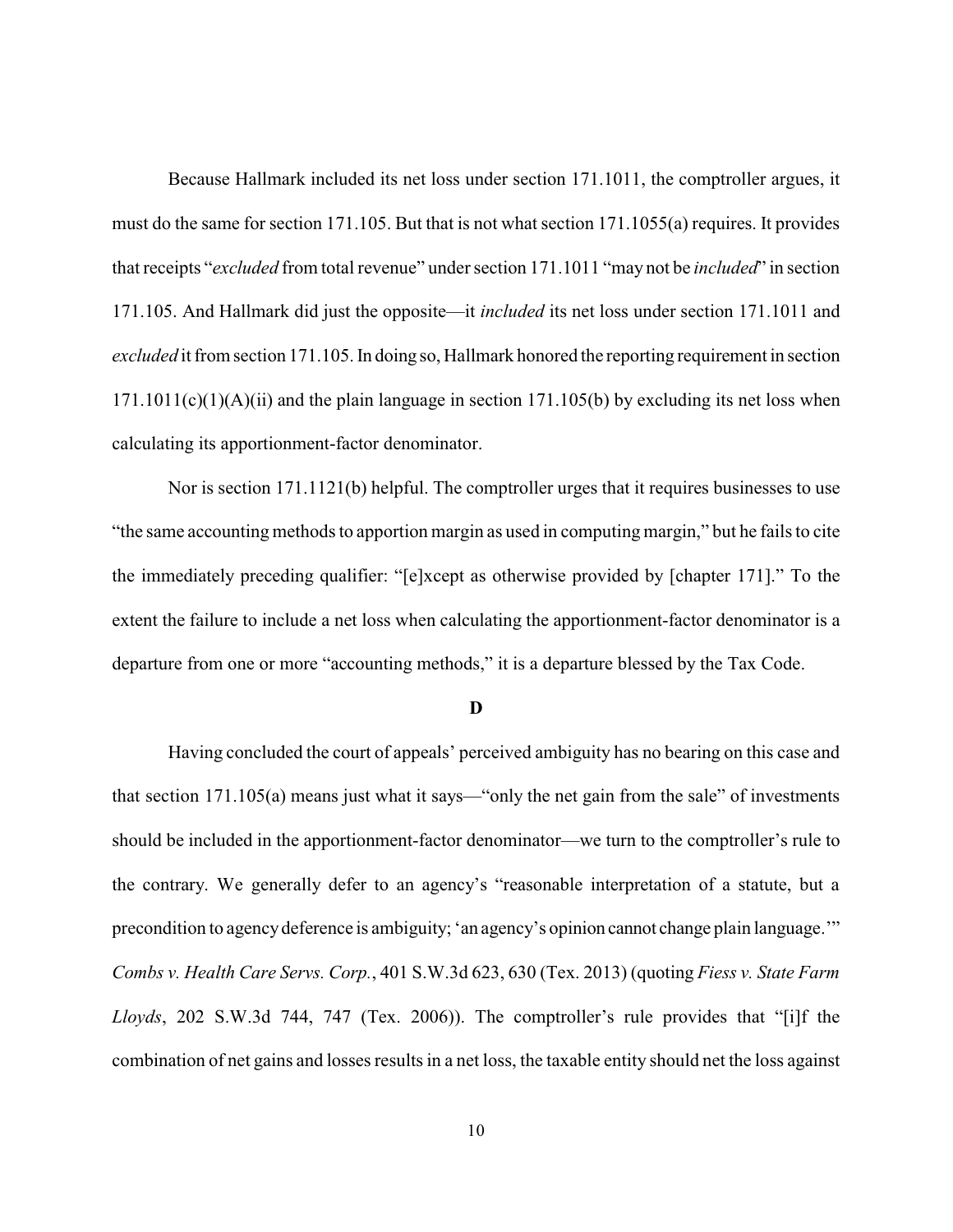Because Hallmark included its net loss under section 171.1011, the comptroller argues, it must do the same for section 171.105. But that is not what section 171.1055(a) requires. It provides that receipts "*excluded* from total revenue" under section 171.1011 "may not be *included*" in section 171.105. And Hallmark did just the opposite—it *included* its net loss under section 171.1011 and *excluded* it from section 171.105. In doing so, Hallmark honored the reporting requirement in section 171.1011(c)(1)(A)(ii) and the plain language in section 171.105(b) by excluding its net loss when calculating its apportionment-factor denominator.

Nor is section 171.1121(b) helpful. The comptroller urges that it requires businesses to use "the same accounting methods to apportion margin as used in computing margin," but he fails to cite the immediately preceding qualifier: "[e]xcept as otherwise provided by [chapter 171]." To the extent the failure to include a net loss when calculating the apportionment-factor denominator is a departure from one or more "accounting methods," it is a departure blessed by the Tax Code.

**D**

Having concluded the court of appeals' perceived ambiguity has no bearing on this case and that section 171.105(a) means just what it says—"only the net gain from the sale" of investments should be included in the apportionment-factor denominator—we turn to the comptroller's rule to the contrary. We generally defer to an agency's "reasonable interpretation of a statute, but a precondition to agency deference is ambiguity; 'an agency's opinion cannot change plain language.'" *Combs v. Health Care Servs. Corp.*, 401 S.W.3d 623, 630 (Tex. 2013) (quoting *Fiess v. State Farm Lloyds*, 202 S.W.3d 744, 747 (Tex. 2006)). The comptroller's rule provides that "[i]f the combination of net gains and losses results in a net loss, the taxable entity should net the loss against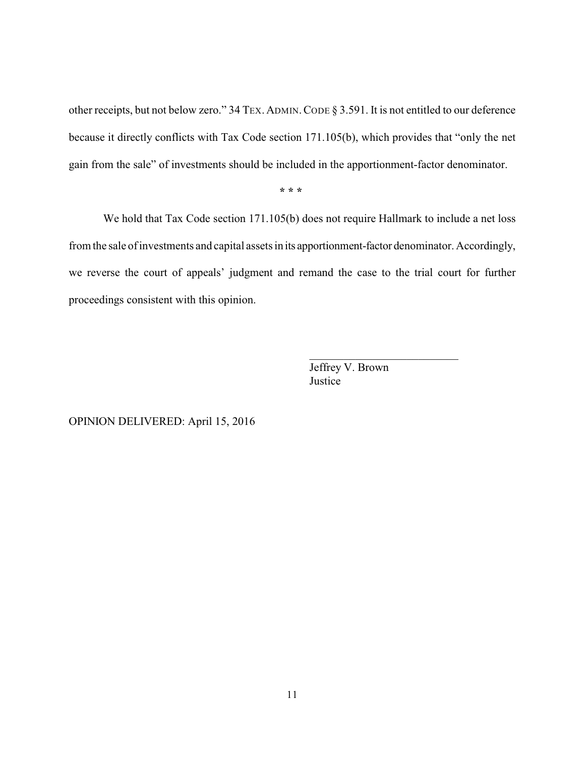other receipts, but not below zero." 34 TEX. ADMIN. CODE § 3.591. It is not entitled to our deference because it directly conflicts with Tax Code section 171.105(b), which provides that "only the net gain from the sale" of investments should be included in the apportionment-factor denominator.

\* \* \*

We hold that Tax Code section 171.105(b) does not require Hallmark to include a net loss from the sale of investments and capital assets in its apportionment-factor denominator. Accordingly, we reverse the court of appeals' judgment and remand the case to the trial court for further proceedings consistent with this opinion.

\_\_\_\_\_\_\_\_\_\_\_\_\_\_\_\_\_\_\_\_\_\_\_\_\_\_
Jeffrey V. Brown
Justice

OPINION DELIVERED: April 15, 2016